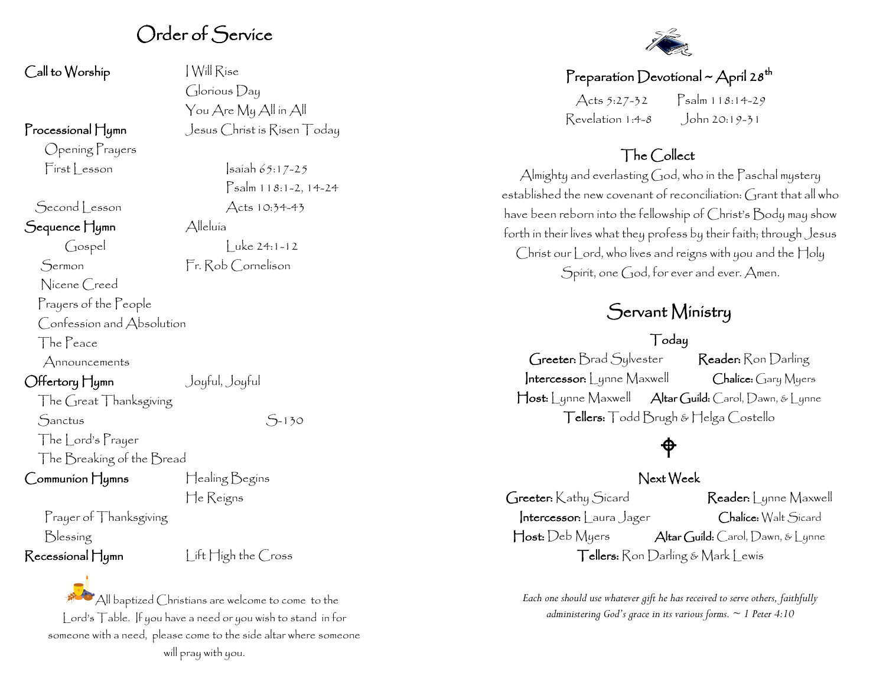# Order of Service

**Call to Worship** — I Will Rise
Glorious Day
You Are My All in All

**Processional Hymn** — Jesus Christ is Risen Today

Opening Prayers

First Lesson — Isaiah 65:17-25
Psalm 118:1-2, 14-24

Second Lesson — Acts 10:34-43

**Sequence Hymn** — Alleluia

Gospel — Luke 24:1-12

Sermon — Fr. Rob Cornelison

Nicene Creed

Prayers of the People

Confession and Absolution

The Peace

Announcements

**Offertory Hymn** — Joyful, Joyful

The Great Thanksgiving

Sanctus — S-130

The Lord's Prayer

The Breaking of the Bread

**Communion Hymns** — Healing Begins
He Reigns

Prayer of Thanksgiving

Blessing

**Recessional Hymn** — Lift High the Cross

All baptized Christians are welcome to come to the Lord's Table. If you have a need or you wish to stand in for someone with a need, please come to the side altar where someone will pray with you.

## Preparation Devotional ~ April 28th

Acts 5:27-32 Psalm 118:14-29
Revelation 1:4-8 John 20:19-31

## The Collect

Almighty and everlasting God, who in the Paschal mystery established the new covenant of reconciliation: Grant that all who have been reborn into the fellowship of Christ's Body may show forth in their lives what they profess by their faith; through Jesus Christ our Lord, who lives and reigns with you and the Holy Spirit, one God, for ever and ever. Amen.

# Servant Ministry

### Today

**Greeter:** Brad Sylvester **Reader:** Ron Darling
**Intercessor:** Lynne Maxwell **Chalice:** Gary Myers
**Host:** Lynne Maxwell **Altar Guild:** Carol, Dawn, & Lynne
**Tellers:** Todd Brugh & Helga Costello

### Next Week

**Greeter:** Kathy Sicard **Reader:** Lynne Maxwell
**Intercessor:** Laura Jager **Chalice:** Walt Sicard
**Host:** Deb Myers **Altar Guild:** Carol, Dawn, & Lynne
**Tellers:** Ron Darling & Mark Lewis

*Each one should use whatever gift he has received to serve others, faithfully administering God's grace in its various forms. ~ 1 Peter 4:10*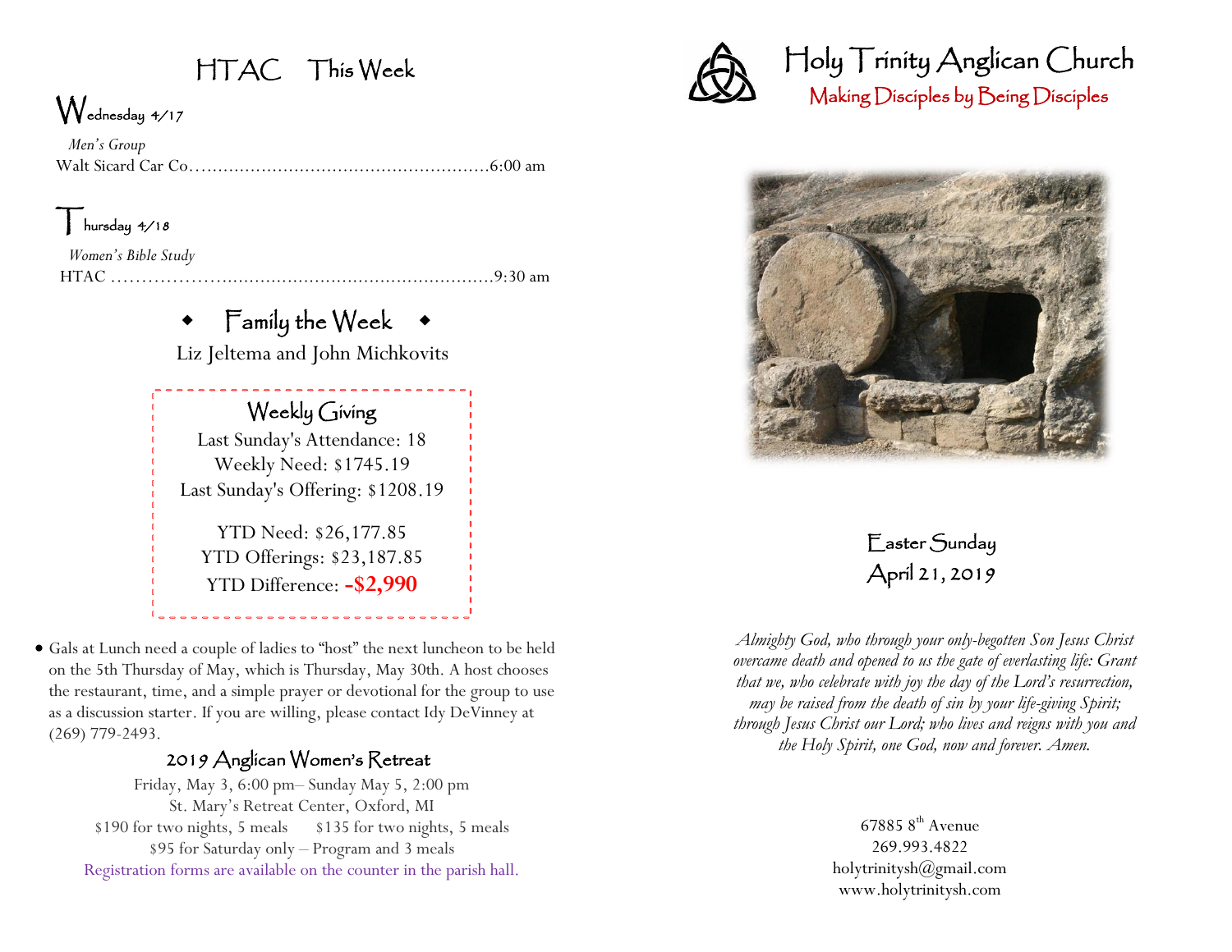# HTAC This Week

## Wednesday 4/17

*Men's Group*

Walt Sicard Car Co……………………………………………….6:00 am

## Thursday 4/18

*Women's Bible Study*

HTAC ……………………………………………………………9:30 am

## ◆ Family the Week ◆

Liz Jeltema and John Michkovits

## Weekly Giving

Last Sunday's Attendance: 18

Weekly Need: $1745.19

Last Sunday's Offering: $1208.19

YTD Need: $26,177.85

YTD Offerings: $23,187.85

YTD Difference: **-$2,990**

- Gals at Lunch need a couple of ladies to "host" the next luncheon to be held on the 5th Thursday of May, which is Thursday, May 30th. A host chooses the restaurant, time, and a simple prayer or devotional for the group to use as a discussion starter. If you are willing, please contact Idy DeVinney at (269) 779-2493.

## 2019 Anglican Women's Retreat

Friday, May 3, 6:00 pm– Sunday May 5, 2:00 pm

St. Mary's Retreat Center, Oxford, MI

$190 for two nights, 5 meals $135 for two nights, 5 meals

$95 for Saturday only – Program and 3 meals

Registration forms are available on the counter in the parish hall.

# Holy Trinity Anglican Church

Making Disciples by Being Disciples

## Easter Sunday
## April 21, 2019

*Almighty God, who through your only-begotten Son Jesus Christ overcame death and opened to us the gate of everlasting life: Grant that we, who celebrate with joy the day of the Lord's resurrection, may be raised from the death of sin by your life-giving Spirit; through Jesus Christ our Lord; who lives and reigns with you and the Holy Spirit, one God, now and forever. Amen.*

67885 8th Avenue

269.993.4822

holytrinitysh@gmail.com

www.holytrinitysh.com